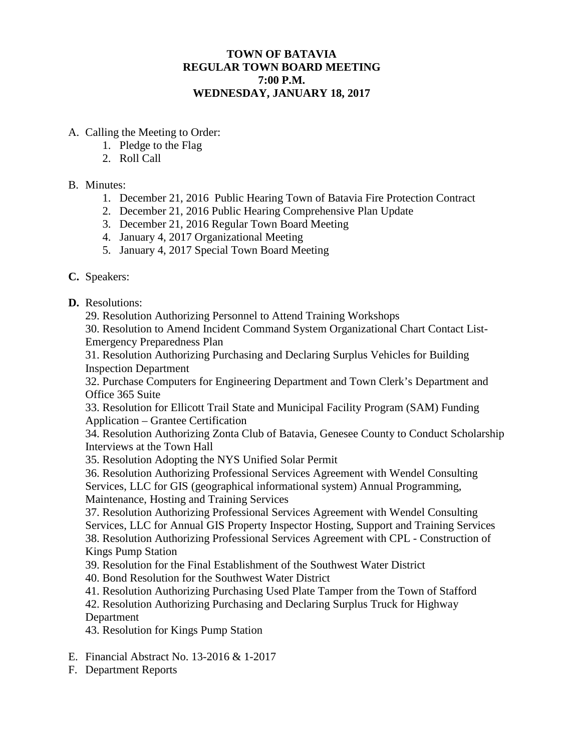**TOWN OF BATAVIA**
**REGULAR TOWN BOARD MEETING**
**7:00 P.M.**
**WEDNESDAY, JANUARY 18, 2017**

A. Calling the Meeting to Order:
    1. Pledge to the Flag
    2. Roll Call

B. Minutes:
    1. December 21, 2016 Public Hearing Town of Batavia Fire Protection Contract
    2. December 21, 2016 Public Hearing Comprehensive Plan Update
    3. December 21, 2016 Regular Town Board Meeting
    4. January 4, 2017 Organizational Meeting
    5. January 4, 2017 Special Town Board Meeting

**C.** Speakers:

**D.** Resolutions:

29. Resolution Authorizing Personnel to Attend Training Workshops
30. Resolution to Amend Incident Command System Organizational Chart Contact List-Emergency Preparedness Plan
31. Resolution Authorizing Purchasing and Declaring Surplus Vehicles for Building Inspection Department
32. Purchase Computers for Engineering Department and Town Clerk's Department and Office 365 Suite
33. Resolution for Ellicott Trail State and Municipal Facility Program (SAM) Funding Application – Grantee Certification
34. Resolution Authorizing Zonta Club of Batavia, Genesee County to Conduct Scholarship Interviews at the Town Hall
35. Resolution Adopting the NYS Unified Solar Permit
36. Resolution Authorizing Professional Services Agreement with Wendel Consulting Services, LLC for GIS (geographical informational system) Annual Programming, Maintenance, Hosting and Training Services
37. Resolution Authorizing Professional Services Agreement with Wendel Consulting Services, LLC for Annual GIS Property Inspector Hosting, Support and Training Services
38. Resolution Authorizing Professional Services Agreement with CPL - Construction of Kings Pump Station
39. Resolution for the Final Establishment of the Southwest Water District
40. Bond Resolution for the Southwest Water District
41. Resolution Authorizing Purchasing Used Plate Tamper from the Town of Stafford
42. Resolution Authorizing Purchasing and Declaring Surplus Truck for Highway Department
43. Resolution for Kings Pump Station

E. Financial Abstract No. 13-2016 & 1-2017

F. Department Reports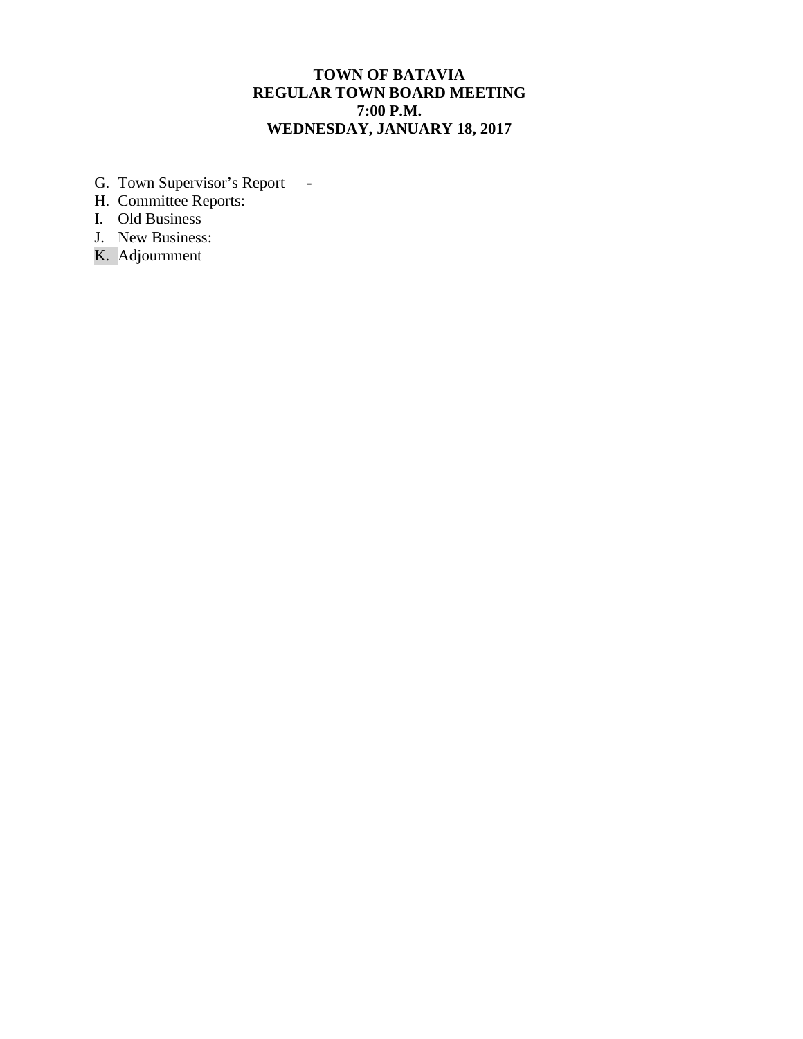**TOWN OF BATAVIA**
**REGULAR TOWN BOARD MEETING**
**7:00 P.M.**
**WEDNESDAY, JANUARY 18, 2017**

G. Town Supervisor's Report -
H. Committee Reports:
I. Old Business
J. New Business:
K. Adjournment